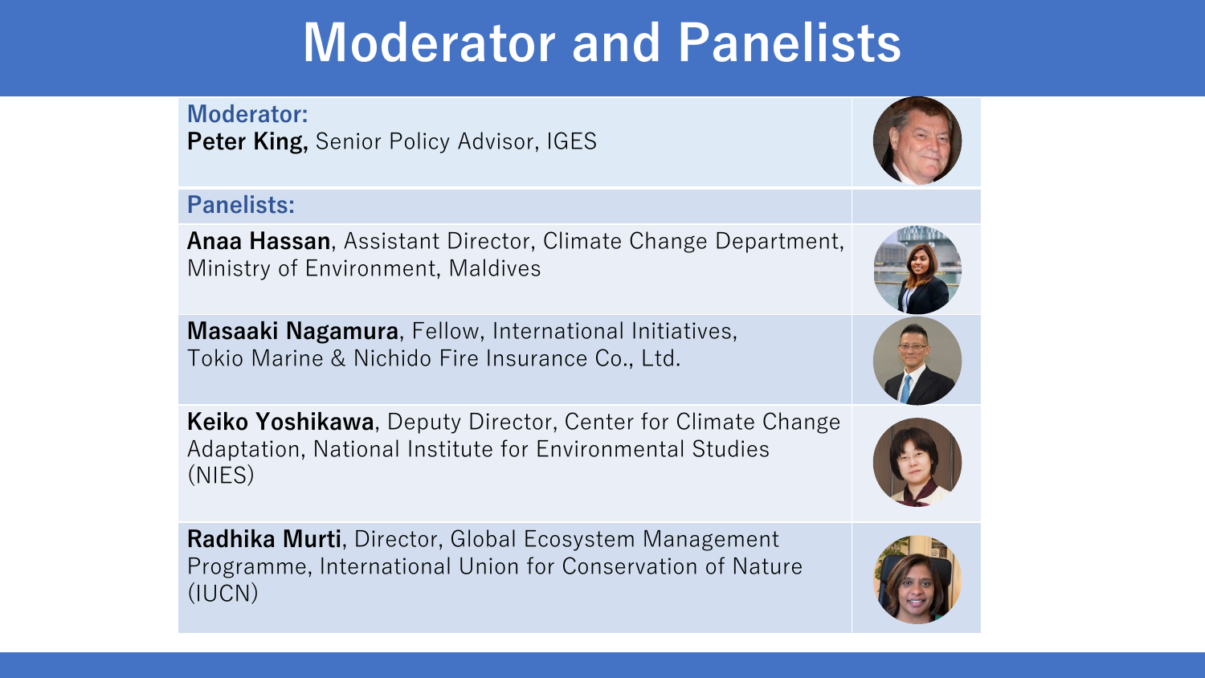# Moderator and Panelists

**Moderator:**

**Peter King,** Senior Policy Advisor, IGES

**Panelists:**

**Anaa Hassan**, Assistant Director, Climate Change Department, Ministry of Environment, Maldives

**Masaaki Nagamura**, Fellow, International Initiatives, Tokio Marine & Nichido Fire Insurance Co., Ltd.

**Keiko Yoshikawa**, Deputy Director, Center for Climate Change Adaptation, National Institute for Environmental Studies (NIES)

**Radhika Murti**, Director, Global Ecosystem Management Programme, International Union for Conservation of Nature (IUCN)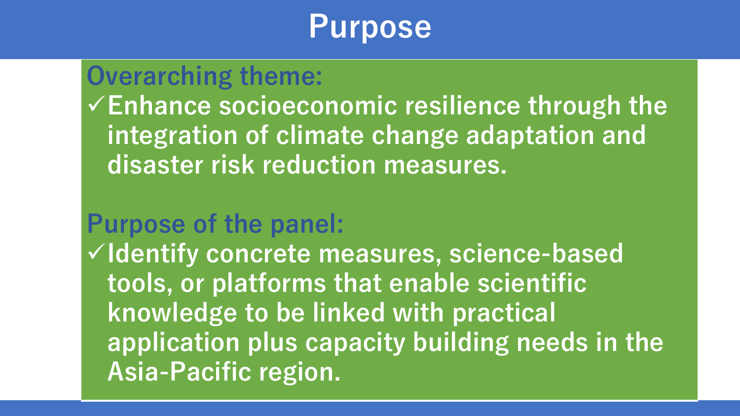# Purpose

## Overarching theme:

✓Enhance socioeconomic resilience through the integration of climate change adaptation and disaster risk reduction measures.

## Purpose of the panel:

✓Identify concrete measures, science-based tools, or platforms that enable scientific knowledge to be linked with practical application plus capacity building needs in the Asia-Pacific region.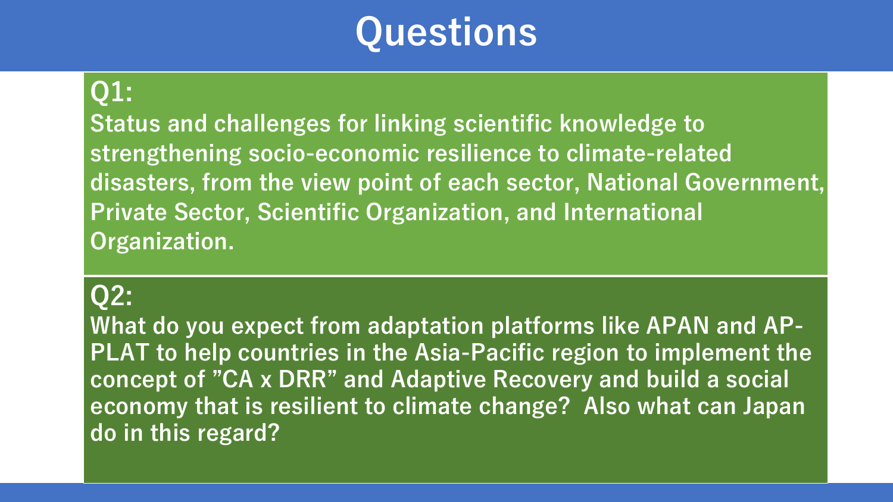# Questions

## Q1:

**Status and challenges for linking scientific knowledge to strengthening socio-economic resilience to climate-related disasters, from the view point of each sector, National Government, Private Sector, Scientific Organization, and International Organization.**

## Q2:

**What do you expect from adaptation platforms like APAN and AP-PLAT to help countries in the Asia-Pacific region to implement the concept of ”CA x DRR” and Adaptive Recovery and build a social economy that is resilient to climate change? Also what can Japan do in this regard?**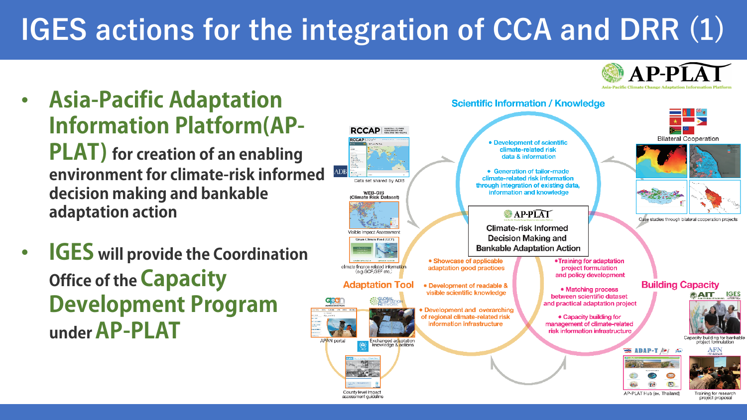# IGES actions for the integration of CCA and DRR (1)

- **Asia-Pacific Adaptation Information Platform(AP-PLAT) for creation of an enabling environment for climate-risk informed decision making and bankable adaptation action**
- **IGES will provide the Coordination Office of the Capacity Development Program under AP-PLAT**

AP-PLAT
Asia-Pacific Climate Change Adaptation Information Platform

**Scientific Information / Knowledge**

- Development of scientific climate-related risk data & information
- Generation of tailor-made climate-related risk information through integration of existing data, information and knowledge

**AP-PLAT**
**Climate-risk Informed Decision Making and Bankable Adaptation Action**

**Adaptation Tool**

- Showcase of applicable adaptation good practices
- Development of readable & visible scientific knowledge
- Development and overarching of regional climate-related risk information infrastructure

**Building Capacity**

- Training for adaptation project formulation and policy development
- Matching process between scientific dataset and practical adaptation project
- Capacity building for management of climate-related risk information infrastructure

RCCAP — Data set shared by ADB

WEB-GIS (Climate Risk Dataset) — Visible Impact Assessment

Green Climate Fund (GCF) — climate finance related information (e.g.GCF,GEF etc.)

APAN portal

GLOBAL ADAPTATION NETWORK — Exchanged adaptation knowledge & actions

County level impact assessment guideline

Bilateral Cooperation

Case studies through bilateral cooperation projects

AIT, IGES — Capacity building for bankable project formulation

ADAP-T — AP-PLAT Hub (ex. Thailand)

APN — Training for research project proposal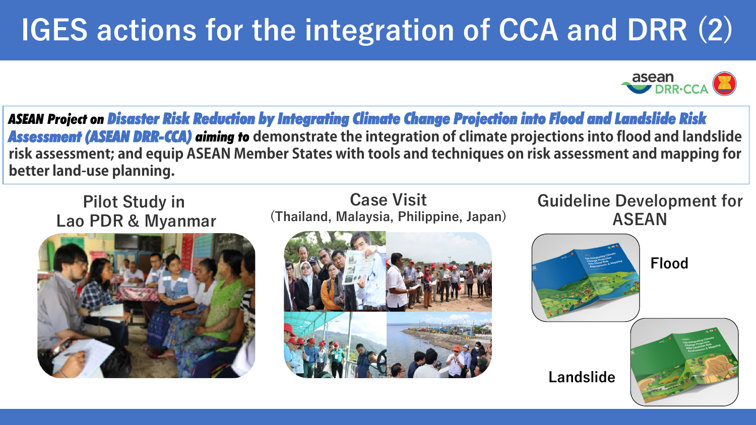# IGES actions for the integration of CCA and DRR (2)

asean DRR·CCA

***ASEAN Project on*** ***Disaster Risk Reduction by Integrating Climate Change Projection into Flood and Landslide Risk Assessment (ASEAN DRR-CCA)*** ***aiming to*** **demonstrate the integration of climate projections into flood and landslide risk assessment; and equip ASEAN Member States with tools and techniques on risk assessment and mapping for better land-use planning.**

## Pilot Study in Lao PDR & Myanmar

## Case Visit
(Thailand, Malaysia, Philippine, Japan)

## Guideline Development for ASEAN

Flood

Landslide